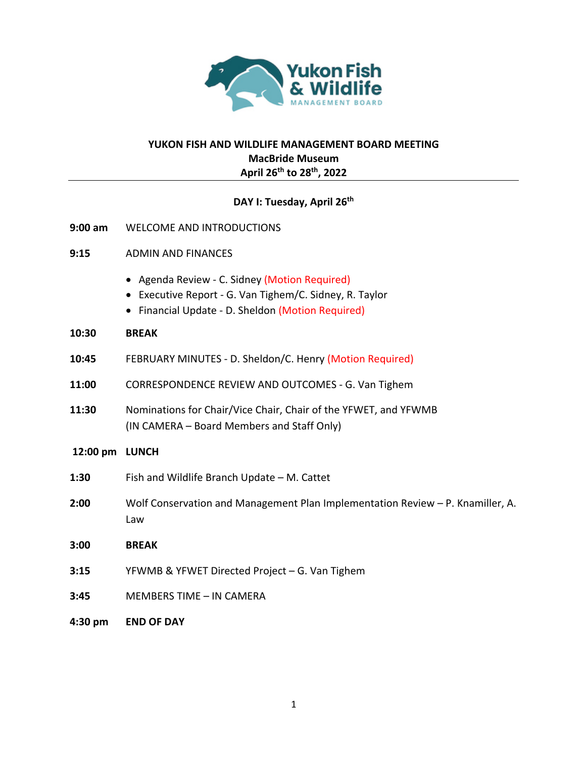# YUKON FISH AND WILDLIFE MANAGEMENT BOARD MEETING

**MacBride Museum**

**April 26th to 28th, 2022**

## DAY I: Tuesday, April 26th

**9:00 am** WELCOME AND INTRODUCTIONS

**9:15** ADMIN AND FINANCES

- Agenda Review - C. Sidney (Motion Required)
- Executive Report - G. Van Tighem/C. Sidney, R. Taylor
- Financial Update - D. Sheldon (Motion Required)

**10:30** **BREAK**

**10:45** FEBRUARY MINUTES - D. Sheldon/C. Henry (Motion Required)

**11:00** CORRESPONDENCE REVIEW AND OUTCOMES - G. Van Tighem

**11:30** Nominations for Chair/Vice Chair, Chair of the YFWET, and YFWMB (IN CAMERA – Board Members and Staff Only)

**12:00 pm** **LUNCH**

**1:30** Fish and Wildlife Branch Update – M. Cattet

**2:00** Wolf Conservation and Management Plan Implementation Review – P. Knamiller, A. Law

**3:00** **BREAK**

**3:15** YFWMB & YFWET Directed Project – G. Van Tighem

**3:45** MEMBERS TIME – IN CAMERA

**4:30 pm** **END OF DAY**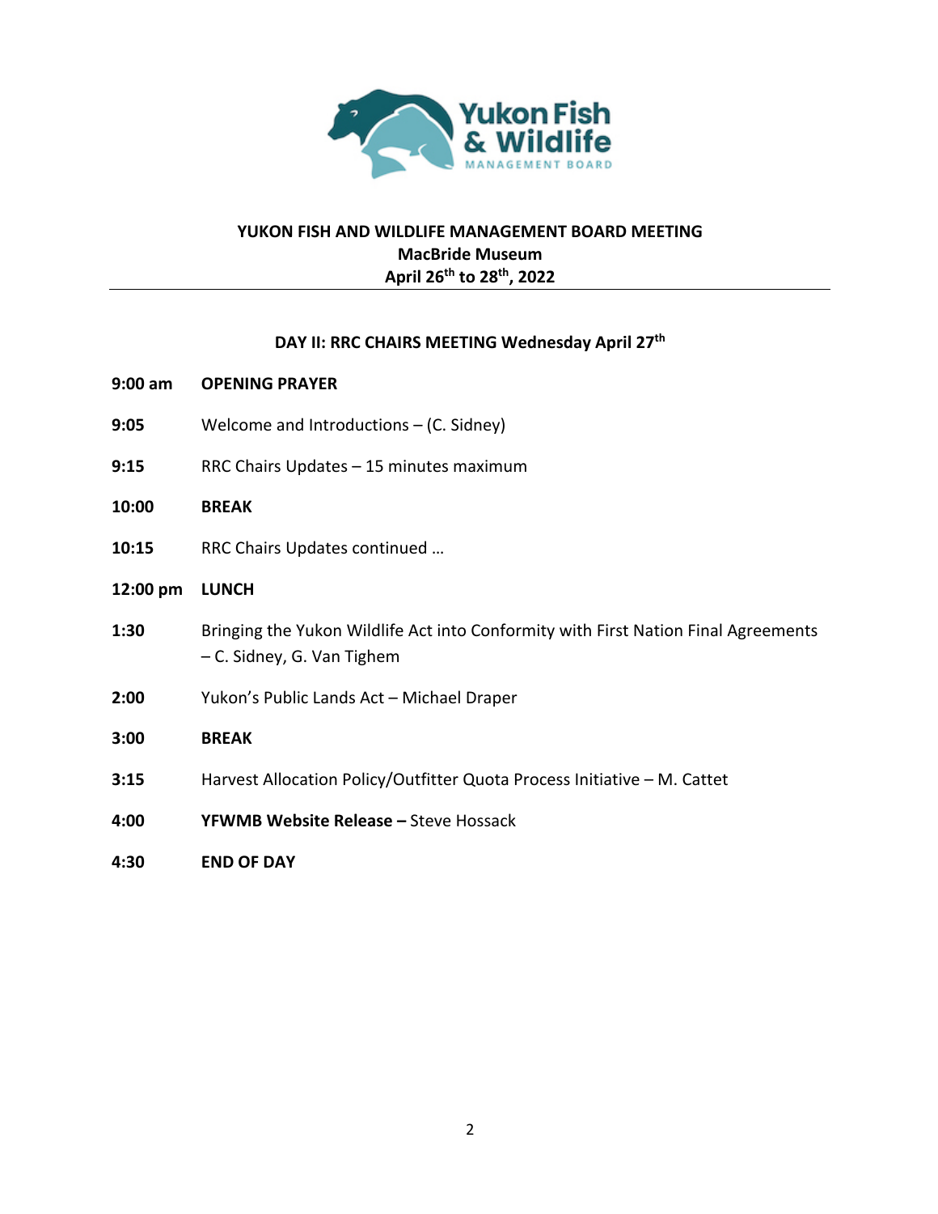**YUKON FISH AND WILDLIFE MANAGEMENT BOARD MEETING**
**MacBride Museum**
**April 26th to 28th, 2022**

---

## DAY II: RRC CHAIRS MEETING Wednesday April 27th

**9:00 am** **OPENING PRAYER**

**9:05** Welcome and Introductions – (C. Sidney)

**9:15** RRC Chairs Updates – 15 minutes maximum

**10:00** **BREAK**

**10:15** RRC Chairs Updates continued …

**12:00 pm** **LUNCH**

**1:30** Bringing the Yukon Wildlife Act into Conformity with First Nation Final Agreements – C. Sidney, G. Van Tighem

**2:00** Yukon's Public Lands Act – Michael Draper

**3:00** **BREAK**

**3:15** Harvest Allocation Policy/Outfitter Quota Process Initiative – M. Cattet

**4:00** **YFWMB Website Release –** Steve Hossack

**4:30** **END OF DAY**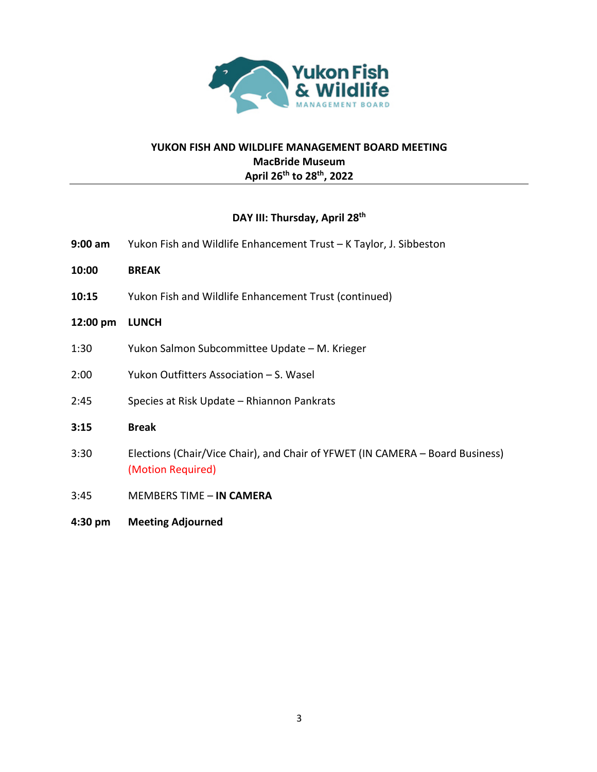**YUKON FISH AND WILDLIFE MANAGEMENT BOARD MEETING**
**MacBride Museum**
**April 26th to 28th, 2022**

---

**DAY III: Thursday, April 28th**

| | |
|---|---|
| **9:00 am** | Yukon Fish and Wildlife Enhancement Trust – K Taylor, J. Sibbeston |
| **10:00** | **BREAK** |
| **10:15** | Yukon Fish and Wildlife Enhancement Trust (continued) |
| **12:00 pm** | **LUNCH** |
| 1:30 | Yukon Salmon Subcommittee Update – M. Krieger |
| 2:00 | Yukon Outfitters Association – S. Wasel |
| 2:45 | Species at Risk Update – Rhiannon Pankrats |
| **3:15** | **Break** |
| 3:30 | Elections (Chair/Vice Chair), and Chair of YFWET (IN CAMERA – Board Business) (Motion Required) |
| 3:45 | MEMBERS TIME – **IN CAMERA** |
| **4:30 pm** | **Meeting Adjourned** |